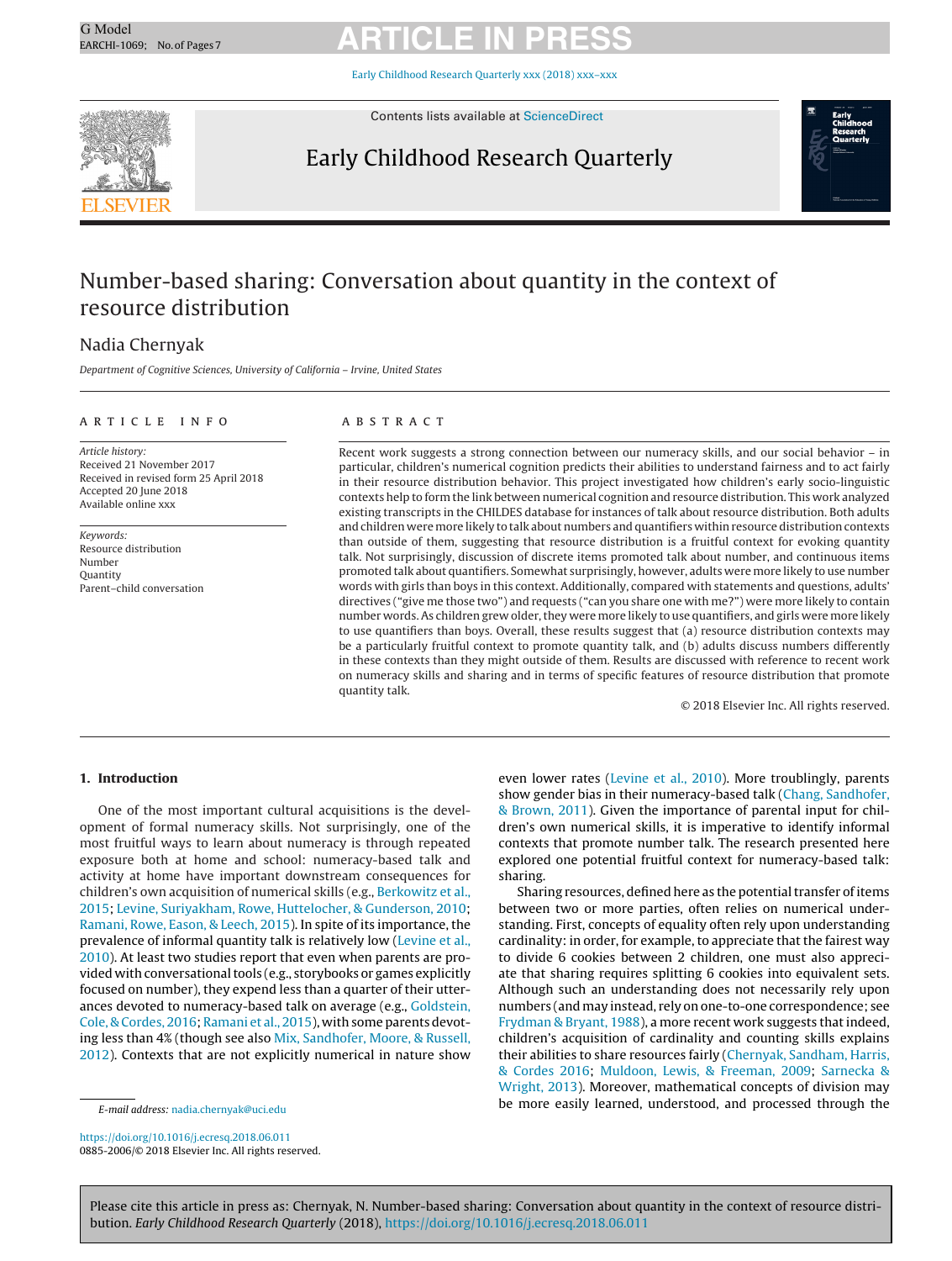# Number-based sharing: Conversation about quantity in the context of resource distribution

Nadia Chernyak

*Department of Cognitive Sciences, University of California – Irvine, United States*

## ARTICLE INFO

*Article history:*
Received 21 November 2017
Received in revised form 25 April 2018
Accepted 20 June 2018
Available online xxx

*Keywords:*
Resource distribution
Number
Quantity
Parent–child conversation

## ABSTRACT

Recent work suggests a strong connection between our numeracy skills, and our social behavior – in particular, children's numerical cognition predicts their abilities to understand fairness and to act fairly in their resource distribution behavior. This project investigated how children's early socio-linguistic contexts help to form the link between numerical cognition and resource distribution. This work analyzed existing transcripts in the CHILDES database for instances of talk about resource distribution. Both adults and children were more likely to talk about numbers and quantifiers within resource distribution contexts than outside of them, suggesting that resource distribution is a fruitful context for evoking quantity talk. Not surprisingly, discussion of discrete items promoted talk about number, and continuous items promoted talk about quantifiers. Somewhat surprisingly, however, adults were more likely to use number words with girls than boys in this context. Additionally, compared with statements and questions, adults' directives ("give me those two") and requests ("can you share one with me?") were more likely to contain number words. As children grew older, they were more likely to use quantifiers, and girls were more likely to use quantifiers than boys. Overall, these results suggest that (a) resource distribution contexts may be a particularly fruitful context to promote quantity talk, and (b) adults discuss numbers differently in these contexts than they might outside of them. Results are discussed with reference to recent work on numeracy skills and sharing and in terms of specific features of resource distribution that promote quantity talk.

© 2018 Elsevier Inc. All rights reserved.

## 1. Introduction

One of the most important cultural acquisitions is the development of formal numeracy skills. Not surprisingly, one of the most fruitful ways to learn about numeracy is through repeated exposure both at home and school: numeracy-based talk and activity at home have important downstream consequences for children's own acquisition of numerical skills (e.g., Berkowitz et al., 2015; Levine, Suriyakham, Rowe, Huttelocher, & Gunderson, 2010; Ramani, Rowe, Eason, & Leech, 2015). In spite of its importance, the prevalence of informal quantity talk is relatively low (Levine et al., 2010). At least two studies report that even when parents are provided with conversational tools (e.g., storybooks or games explicitly focused on number), they expend less than a quarter of their utterances devoted to numeracy-based talk on average (e.g., Goldstein, Cole, & Cordes, 2016; Ramani et al., 2015), with some parents devoting less than 4% (though see also Mix, Sandhofer, Moore, & Russell, 2012). Contexts that are not explicitly numerical in nature show even lower rates (Levine et al., 2010). More troublingly, parents show gender bias in their numeracy-based talk (Chang, Sandhofer, & Brown, 2011). Given the importance of parental input for children's own numerical skills, it is imperative to identify informal contexts that promote number talk. The research presented here explored one potential fruitful context for numeracy-based talk: sharing.

Sharing resources, defined here as the potential transfer of items between two or more parties, often relies on numerical understanding. First, concepts of equality often rely upon understanding cardinality: in order, for example, to appreciate that the fairest way to divide 6 cookies between 2 children, one must also appreciate that sharing requires splitting 6 cookies into equivalent sets. Although such an understanding does not necessarily rely upon numbers (and may instead, rely on one-to-one correspondence; see Frydman & Bryant, 1988), a more recent work suggests that indeed, children's acquisition of cardinality and counting skills explains their abilities to share resources fairly (Chernyak, Sandham, Harris, & Cordes 2016; Muldoon, Lewis, & Freeman, 2009; Sarnecka & Wright, 2013). Moreover, mathematical concepts of division may be more easily learned, understood, and processed through the

E-mail address: nadia.chernyak@uci.edu

https://doi.org/10.1016/j.ecresq.2018.06.011
0885-2006/© 2018 Elsevier Inc. All rights reserved.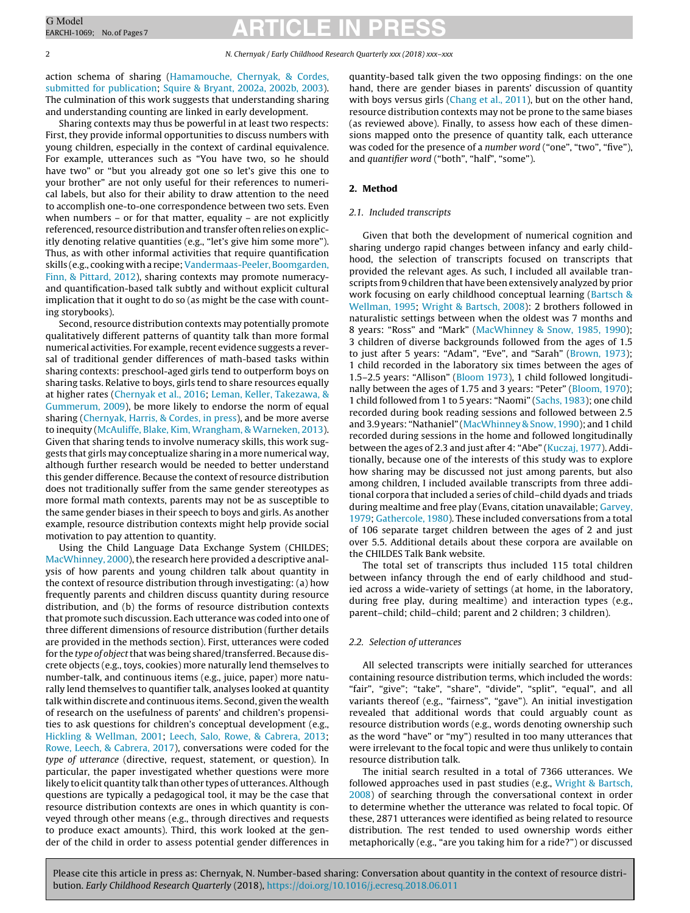action schema of sharing (Hamamouche, Chernyak, & Cordes, submitted for publication; Squire & Bryant, 2002a, 2002b, 2003). The culmination of this work suggests that understanding sharing and understanding counting are linked in early development.

Sharing contexts may thus be powerful in at least two respects: First, they provide informal opportunities to discuss numbers with young children, especially in the context of cardinal equivalence. For example, utterances such as "You have two, so he should have two" or "but you already got one so let's give this one to your brother" are not only useful for their references to numerical labels, but also for their ability to draw attention to the need to accomplish one-to-one correspondence between two sets. Even when numbers – or for that matter, equality – are not explicitly referenced, resource distribution and transfer often relies on explicitly denoting relative quantities (e.g., "let's give him some more"). Thus, as with other informal activities that require quantification skills (e.g., cooking with a recipe; Vandermaas-Peeler, Boomgarden, Finn, & Pittard, 2012), sharing contexts may promote numeracy- and quantification-based talk subtly and without explicit cultural implication that it ought to do so (as might be the case with counting storybooks).

Second, resource distribution contexts may potentially promote qualitatively different patterns of quantity talk than more formal numerical activities. For example, recent evidence suggests a reversal of traditional gender differences of math-based tasks within sharing contexts: preschool-aged girls tend to outperform boys on sharing tasks. Relative to boys, girls tend to share resources equally at higher rates (Chernyak et al., 2016; Leman, Keller, Takezawa, & Gummerum, 2009), be more likely to endorse the norm of equal sharing (Chernyak, Harris, & Cordes, in press), and be more averse to inequity (McAuliffe, Blake, Kim, Wrangham, & Warneken, 2013). Given that sharing tends to involve numeracy skills, this work suggests that girls may conceptualize sharing in a more numerical way, although further research would be needed to better understand this gender difference. Because the context of resource distribution does not traditionally suffer from the same gender stereotypes as more formal math contexts, parents may not be as susceptible to the same gender biases in their speech to boys and girls. As another example, resource distribution contexts might help provide social motivation to pay attention to quantity.

Using the Child Language Data Exchange System (CHILDES; MacWhinney, 2000), the research here provided a descriptive analysis of how parents and young children talk about quantity in the context of resource distribution through investigating: (a) how frequently parents and children discuss quantity during resource distribution, and (b) the forms of resource distribution contexts that promote such discussion. Each utterance was coded into one of three different dimensions of resource distribution (further details are provided in the methods section). First, utterances were coded for the *type of object* that was being shared/transferred. Because discrete objects (e.g., toys, cookies) more naturally lend themselves to number-talk, and continuous items (e.g., juice, paper) more naturally lend themselves to quantifier talk, analyses looked at quantity talk within discrete and continuous items. Second, given the wealth of research on the usefulness of parents' and children's propensities to ask questions for children's conceptual development (e.g., Hickling & Wellman, 2001; Leech, Salo, Rowe, & Cabrera, 2013; Rowe, Leech, & Cabrera, 2017), conversations were coded for the *type of utterance* (directive, request, statement, or question). In particular, the paper investigated whether questions were more likely to elicit quantity talk than other types of utterances. Although questions are typically a pedagogical tool, it may be the case that resource distribution contexts are ones in which quantity is conveyed through other means (e.g., through directives and requests to produce exact amounts). Third, this work looked at the gender of the child in order to assess potential gender differences in quantity-based talk given the two opposing findings: on the one hand, there are gender biases in parents' discussion of quantity with boys versus girls (Chang et al., 2011), but on the other hand, resource distribution contexts may not be prone to the same biases (as reviewed above). Finally, to assess how each of these dimensions mapped onto the presence of quantity talk, each utterance was coded for the presence of a *number word* ("one", "two", "five"), and *quantifier word* ("both", "half", "some").

## 2. Method

### 2.1. Included transcripts

Given that both the development of numerical cognition and sharing undergo rapid changes between infancy and early childhood, the selection of transcripts focused on transcripts that provided the relevant ages. As such, I included all available transcripts from 9 children that have been extensively analyzed by prior work focusing on early childhood conceptual learning (Bartsch & Wellman, 1995; Wright & Bartsch, 2008): 2 brothers followed in naturalistic settings between when the oldest was 7 months and 8 years: "Ross" and "Mark" (MacWhinney & Snow, 1985, 1990); 3 children of diverse backgrounds followed from the ages of 1.5 to just after 5 years: "Adam", "Eve", and "Sarah" (Brown, 1973); 1 child recorded in the laboratory six times between the ages of 1.5–2.5 years: "Allison" (Bloom 1973), 1 child followed longitudinally between the ages of 1.75 and 3 years: "Peter" (Bloom, 1970); 1 child followed from 1 to 5 years: "Naomi" (Sachs, 1983); one child recorded during book reading sessions and followed between 2.5 and 3.9 years: "Nathaniel" (MacWhinney & Snow, 1990); and 1 child recorded during sessions in the home and followed longitudinally between the ages of 2.3 and just after 4: "Abe" (Kuczaj, 1977). Additionally, because one of the interests of this study was to explore how sharing may be discussed not just among parents, but also among children, I included available transcripts from three additional corpora that included a series of child–child dyads and triads during mealtime and free play (Evans, citation unavailable; Garvey, 1979; Gathercole, 1980). These included conversations from a total of 106 separate target children between the ages of 2 and just over 5.5. Additional details about these corpora are available on the CHILDES Talk Bank website.

The total set of transcripts thus included 115 total children between infancy through the end of early childhood and studied across a wide-variety of settings (at home, in the laboratory, during free play, during mealtime) and interaction types (e.g., parent–child; child–child; parent and 2 children; 3 children).

### 2.2. Selection of utterances

All selected transcripts were initially searched for utterances containing resource distribution terms, which included the words: "fair", "give"; "take", "share", "divide", "split", "equal", and all variants thereof (e.g., "fairness", "gave"). An initial investigation revealed that additional words that could arguably count as resource distribution words (e.g., words denoting ownership such as the word "have" or "my") resulted in too many utterances that were irrelevant to the focal topic and were thus unlikely to contain resource distribution talk.

The initial search resulted in a total of 7366 utterances. We followed approaches used in past studies (e.g., Wright & Bartsch, 2008) of searching through the conversational context in order to determine whether the utterance was related to focal topic. Of these, 2871 utterances were identified as being related to resource distribution. The rest tended to used ownership words either metaphorically (e.g., "are you taking him for a ride?") or discussed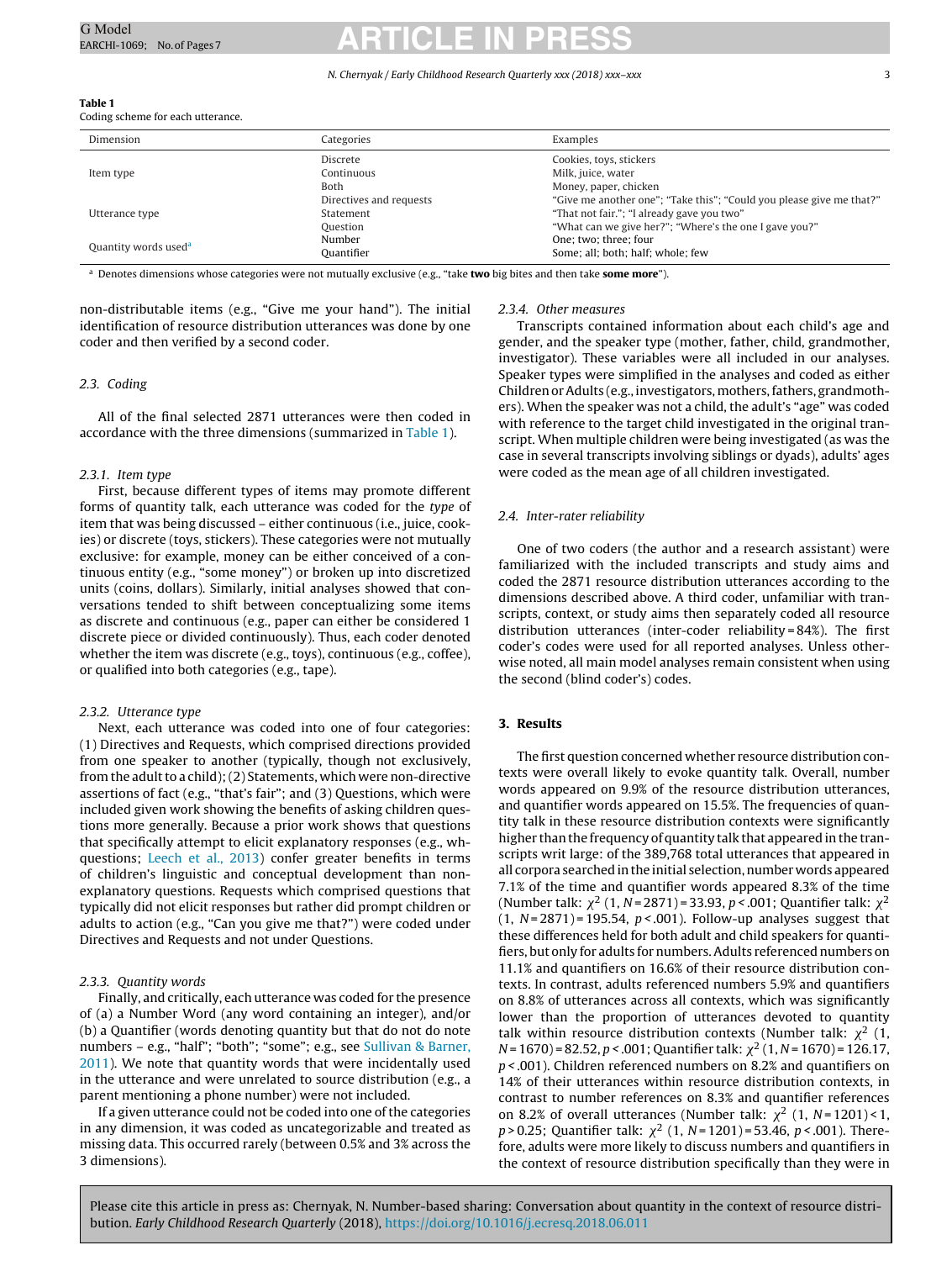**Table 1**
Coding scheme for each utterance.

| Dimension | Categories | Examples |
|---|---|---|
| Item type | Discrete | Cookies, toys, stickers |
| | Continuous | Milk, juice, water |
| | Both | Money, paper, chicken |
| Utterance type | Directives and requests | "Give me another one"; "Take this"; "Could you please give me that?" |
| | Statement | "That not fair."; "I already gave you two" |
| | Question | "What can we give her?"; "Where's the one I gave you?" |
| Quantity words used[a] | Number | One; two; three; four |
| | Quantifier | Some; all; both; half; whole; few |

[a] Denotes dimensions whose categories were not mutually exclusive (e.g., "take **two** big bites and then take **some more**").

non-distributable items (e.g., "Give me your hand"). The initial identification of resource distribution utterances was done by one coder and then verified by a second coder.

### 2.3. Coding

All of the final selected 2871 utterances were then coded in accordance with the three dimensions (summarized in Table 1).

#### 2.3.1. Item type

First, because different types of items may promote different forms of quantity talk, each utterance was coded for the *type* of item that was being discussed – either continuous (i.e., juice, cookies) or discrete (toys, stickers). These categories were not mutually exclusive: for example, money can be either conceived of a continuous entity (e.g., "some money") or broken up into discretized units (coins, dollars). Similarly, initial analyses showed that conversations tended to shift between conceptualizing some items as discrete and continuous (e.g., paper can either be considered 1 discrete piece or divided continuously). Thus, each coder denoted whether the item was discrete (e.g., toys), continuous (e.g., coffee), or qualified into both categories (e.g., tape).

#### 2.3.2. Utterance type

Next, each utterance was coded into one of four categories: (1) Directives and Requests, which comprised directions provided from one speaker to another (typically, though not exclusively, from the adult to a child); (2) Statements, which were non-directive assertions of fact (e.g., "that's fair"; and (3) Questions, which were included given work showing the benefits of asking children questions more generally. Because a prior work shows that questions that specifically attempt to elicit explanatory responses (e.g., wh-questions; Leech et al., 2013) confer greater benefits in terms of children's linguistic and conceptual development than non-explanatory questions. Requests which comprised questions that typically did not elicit responses but rather did prompt children or adults to action (e.g., "Can you give me that?") were coded under Directives and Requests and not under Questions.

#### 2.3.3. Quantity words

Finally, and critically, each utterance was coded for the presence of (a) a Number Word (any word containing an integer), and/or (b) a Quantifier (words denoting quantity but that do not do note numbers – e.g., "half"; "both"; "some"; e.g., see Sullivan & Barner, 2011). We note that quantity words that were incidentally used in the utterance and were unrelated to source distribution (e.g., a parent mentioning a phone number) were not included.

If a given utterance could not be coded into one of the categories in any dimension, it was coded as uncategorizable and treated as missing data. This occurred rarely (between 0.5% and 3% across the 3 dimensions).

#### 2.3.4. Other measures

Transcripts contained information about each child's age and gender, and the speaker type (mother, father, child, grandmother, investigator). These variables were all included in our analyses. Speaker types were simplified in the analyses and coded as either Children or Adults (e.g., investigators, mothers, fathers, grandmothers). When the speaker was not a child, the adult's "age" was coded with reference to the target child investigated in the original transcript. When multiple children were being investigated (as was the case in several transcripts involving siblings or dyads), adults' ages were coded as the mean age of all children investigated.

### 2.4. Inter-rater reliability

One of two coders (the author and a research assistant) were familiarized with the included transcripts and study aims and coded the 2871 resource distribution utterances according to the dimensions described above. A third coder, unfamiliar with transcripts, context, or study aims then separately coded all resource distribution utterances (inter-coder reliability = 84%). The first coder's codes were used for all reported analyses. Unless otherwise noted, all main model analyses remain consistent when using the second (blind coder's) codes.

## 3. Results

The first question concerned whether resource distribution contexts were overall likely to evoke quantity talk. Overall, number words appeared on 9.9% of the resource distribution utterances, and quantifier words appeared on 15.5%. The frequencies of quantity talk in these resource distribution contexts were significantly higher than the frequency of quantity talk that appeared in the transcripts writ large: of the 389,768 total utterances that appeared in all corpora searched in the initial selection, number words appeared 7.1% of the time and quantifier words appeared 8.3% of the time (Number talk: $\chi^2$ (1, $N$ = 2871) = 33.93, $p < .001$; Quantifier talk: $\chi^2$ (1, $N$ = 2871) = 195.54, $p < .001$). Follow-up analyses suggest that these differences held for both adult and child speakers for quantifiers, but only for adults for numbers. Adults referenced numbers on 11.1% and quantifiers on 16.6% of their resource distribution contexts. In contrast, adults referenced numbers 5.9% and quantifiers on 8.8% of utterances across all contexts, which was significantly lower than the proportion of utterances devoted to quantity talk within resource distribution contexts (Number talk: $\chi^2$ (1, $N$ = 1670) = 82.52, $p < .001$; Quantifier talk: $\chi^2$ (1, $N$ = 1670) = 126.17, $p < .001$). Children referenced numbers on 8.2% and quantifiers on 14% of their utterances within resource distribution contexts, in contrast to number references on 8.3% and quantifier references on 8.2% of overall utterances (Number talk: $\chi^2$ (1, $N$ = 1201) < 1, $p > 0.25$; Quantifier talk: $\chi^2$ (1, $N$ = 1201) = 53.46, $p < .001$). Therefore, adults were more likely to discuss numbers and quantifiers in the context of resource distribution specifically than they were in

Please cite this article in press as: Chernyak, N. Number-based sharing: Conversation about quantity in the context of resource distribution. *Early Childhood Research Quarterly* (2018), https://doi.org/10.1016/j.ecresq.2018.06.011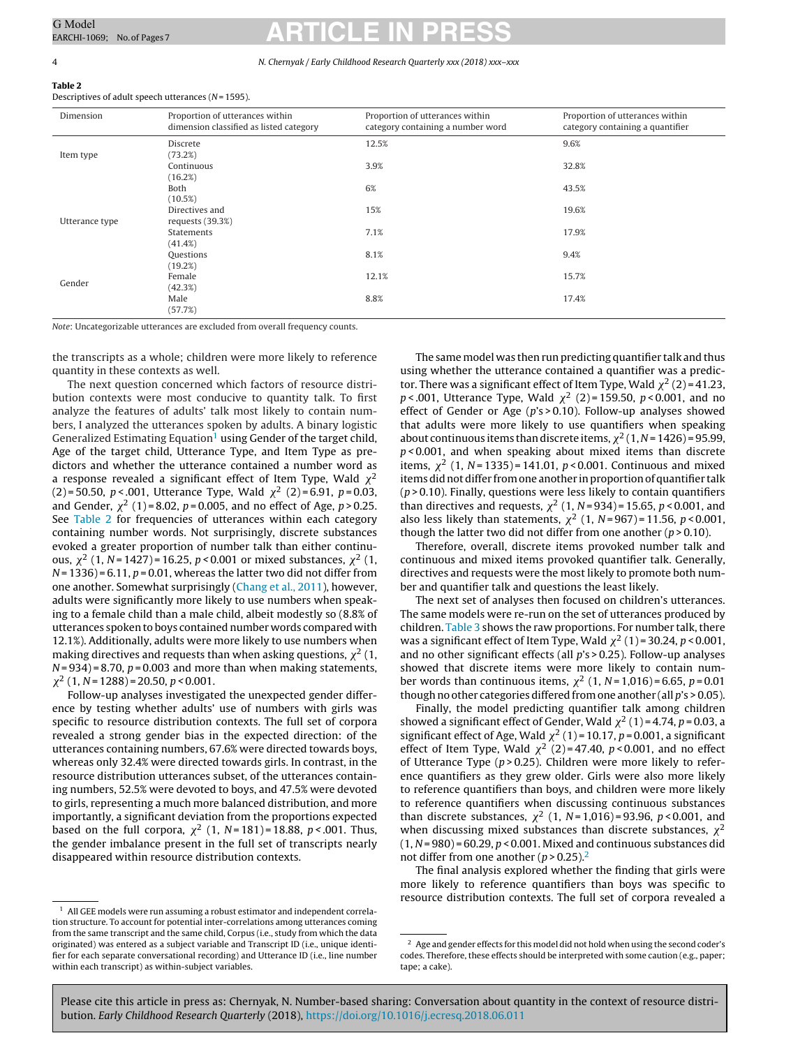**Table 2**
Descriptives of adult speech utterances (N = 1595).

| Dimension | Proportion of utterances within dimension classified as listed category | Proportion of utterances within category containing a number word | Proportion of utterances within category containing a quantifier |
|---|---|---|---|
| Item type | Discrete (73.2%) | 12.5% | 9.6% |
| | Continuous (16.2%) | 3.9% | 32.8% |
| | Both (10.5%) | 6% | 43.5% |
| Utterance type | Directives and requests (39.3%) | 15% | 19.6% |
| | Statements (41.4%) | 7.1% | 17.9% |
| | Questions (19.2%) | 8.1% | 9.4% |
| Gender | Female (42.3%) | 12.1% | 15.7% |
| | Male (57.7%) | 8.8% | 17.4% |

*Note*: Uncategorizable utterances are excluded from overall frequency counts.

the transcripts as a whole; children were more likely to reference quantity in these contexts as well.

The next question concerned which factors of resource distribution contexts were most conducive to quantity talk. To first analyze the features of adults' talk most likely to contain numbers, I analyzed the utterances spoken by adults. A binary logistic Generalized Estimating Equation[1] using Gender of the target child, Age of the target child, Utterance Type, and Item Type as predictors and whether the utterance contained a number word as a response revealed a significant effect of Item Type, Wald $\chi^2$ (2) = 50.50, $p < .001$, Utterance Type, Wald $\chi^2$ (2) = 6.91, $p = 0.03$, and Gender, $\chi^2$ (1) = 8.02, $p = 0.005$, and no effect of Age, $p > 0.25$. See Table 2 for frequencies of utterances within each category containing number words. Not surprisingly, discrete substances evoked a greater proportion of number talk than either continuous, $\chi^2$ (1, N = 1427) = 16.25, $p < 0.001$ or mixed substances, $\chi^2$ (1, N = 1336) = 6.11, $p = 0.01$, whereas the latter two did not differ from one another. Somewhat surprisingly (Chang et al., 2011), however, adults were significantly more likely to use numbers when speaking to a female child than a male child, albeit modestly so (8.8% of utterances spoken to boys contained number words compared with 12.1%). Additionally, adults were more likely to use numbers when making directives and requests than when asking questions, $\chi^2$ (1, N = 934) = 8.70, $p = 0.003$ and more than when making statements, $\chi^2$ (1, N = 1288) = 20.50, $p < 0.001$.

Follow-up analyses investigated the unexpected gender difference by testing whether adults' use of numbers with girls was specific to resource distribution contexts. The full set of corpora revealed a strong gender bias in the expected direction: of the utterances containing numbers, 67.6% were directed towards boys, whereas only 32.4% were directed towards girls. In contrast, in the resource distribution utterances subset, of the utterances containing numbers, 52.5% were devoted to boys, and 47.5% were devoted to girls, representing a much more balanced distribution, and more importantly, a significant deviation from the proportions expected based on the full corpora, $\chi^2$ (1, N = 181) = 18.88, $p < .001$. Thus, the gender imbalance present in the full set of transcripts nearly disappeared within resource distribution contexts.

The same model was then run predicting quantifier talk and thus using whether the utterance contained a quantifier was a predictor. There was a significant effect of Item Type, Wald $\chi^2$ (2) = 41.23, $p < .001$, Utterance Type, Wald $\chi^2$ (2) = 159.50, $p < 0.001$, and no effect of Gender or Age ($p$'s > 0.10). Follow-up analyses showed that adults were more likely to use quantifiers when speaking about continuous items than discrete items, $\chi^2$ (1, N = 1426) = 95.99, $p < 0.001$, and when speaking about mixed items than discrete items, $\chi^2$ (1, N = 1335) = 141.01, $p < 0.001$. Continuous and mixed items did not differ from one another in proportion of quantifier talk ($p > 0.10$). Finally, questions were less likely to contain quantifiers than directives and requests, $\chi^2$ (1, N = 934) = 15.65, $p < 0.001$, and also less likely than statements, $\chi^2$ (1, N = 967) = 11.56, $p < 0.001$, though the latter two did not differ from one another ($p > 0.10$).

Therefore, overall, discrete items provoked number talk and continuous and mixed items provoked quantifier talk. Generally, directives and requests were the most likely to promote both number and quantifier talk and questions the least likely.

The next set of analyses then focused on children's utterances. The same models were re-run on the set of utterances produced by children. Table 3 shows the raw proportions. For number talk, there was a significant effect of Item Type, Wald $\chi^2$ (1) = 30.24, $p < 0.001$, and no other significant effects (all $p$'s > 0.25). Follow-up analyses showed that discrete items were more likely to contain number words than continuous items, $\chi^2$ (1, N = 1,016) = 6.65, $p = 0.01$ though no other categories differed from one another (all $p$'s > 0.05).

Finally, the model predicting quantifier talk among children showed a significant effect of Gender, Wald $\chi^2$ (1) = 4.74, $p = 0.03$, a significant effect of Age, Wald $\chi^2$ (1) = 10.17, $p = 0.001$, a significant effect of Item Type, Wald $\chi^2$ (2) = 47.40, $p < 0.001$, and no effect of Utterance Type ($p > 0.25$). Children were more likely to reference quantifiers as they grew older. Girls were also more likely to reference quantifiers than boys, and children were more likely to reference quantifiers when discussing continuous substances than discrete substances, $\chi^2$ (1, N = 1,016) = 93.96, $p < 0.001$, and when discussing mixed substances than discrete substances, $\chi^2$ (1, N = 980) = 60.29, $p < 0.001$. Mixed and continuous substances did not differ from one another ($p > 0.25$).[2]

The final analysis explored whether the finding that girls were more likely to reference quantifiers than boys was specific to resource distribution contexts. The full set of corpora revealed a

[1] All GEE models were run assuming a robust estimator and independent correlation structure. To account for potential inter-correlations among utterances coming from the same transcript and the same child, Corpus (i.e., study from which the data originated) was entered as a subject variable and Transcript ID (i.e., unique identifier for each separate conversational recording) and Utterance ID (i.e., line number within each transcript) as within-subject variables.

[2] Age and gender effects for this model did not hold when using the second coder's codes. Therefore, these effects should be interpreted with some caution (e.g., paper; tape; a cake).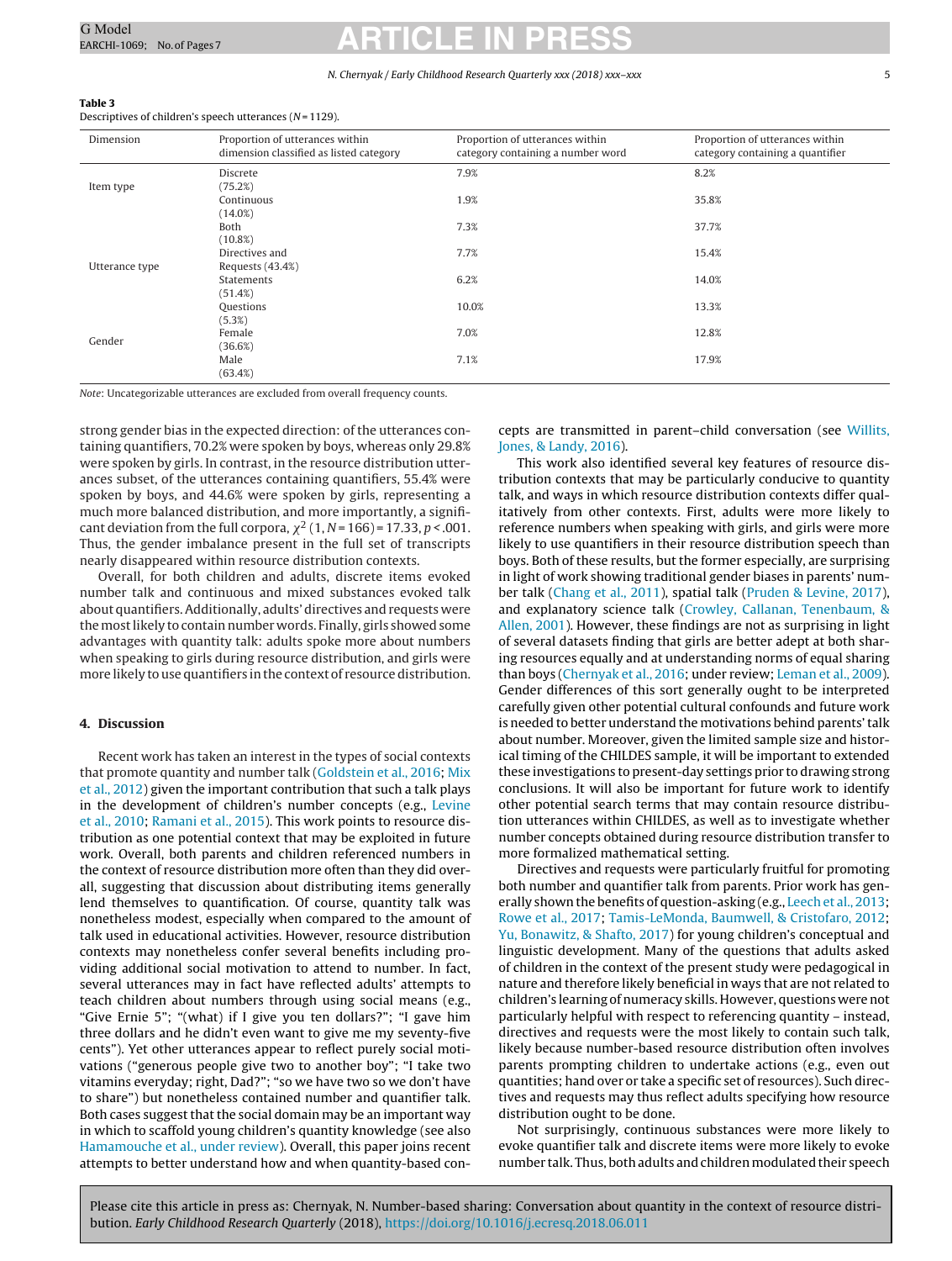**Table 3**
Descriptives of children's speech utterances ($N$ = 1129).

| Dimension | Proportion of utterances within dimension classified as listed category | Proportion of utterances within category containing a number word | Proportion of utterances within category containing a quantifier |
|---|---|---|---|
| Item type | Discrete (75.2%) | 7.9% | 8.2% |
| | Continuous (14.0%) | 1.9% | 35.8% |
| | Both (10.8%) | 7.3% | 37.7% |
| Utterance type | Directives and Requests (43.4%) | 7.7% | 15.4% |
| | Statements (51.4%) | 6.2% | 14.0% |
| | Questions (5.3%) | 10.0% | 13.3% |
| Gender | Female (36.6%) | 7.0% | 12.8% |
| | Male (63.4%) | 7.1% | 17.9% |

*Note*: Uncategorizable utterances are excluded from overall frequency counts.

strong gender bias in the expected direction: of the utterances containing quantifiers, 70.2% were spoken by boys, whereas only 29.8% were spoken by girls. In contrast, in the resource distribution utterances subset, of the utterances containing quantifiers, 55.4% were spoken by boys, and 44.6% were spoken by girls, representing a much more balanced distribution, and more importantly, a significant deviation from the full corpora, $\chi^2$ (1, $N$ = 166) = 17.33, $p$ < .001. Thus, the gender imbalance present in the full set of transcripts nearly disappeared within resource distribution contexts.

Overall, for both children and adults, discrete items evoked number talk and continuous and mixed substances evoked talk about quantifiers. Additionally, adults' directives and requests were the most likely to contain number words. Finally, girls showed some advantages with quantity talk: adults spoke more about numbers when speaking to girls during resource distribution, and girls were more likely to use quantifiers in the context of resource distribution.

## 4. Discussion

Recent work has taken an interest in the types of social contexts that promote quantity and number talk (Goldstein et al., 2016; Mix et al., 2012) given the important contribution that such a talk plays in the development of children's number concepts (e.g., Levine et al., 2010; Ramani et al., 2015). This work points to resource distribution as one potential context that may be exploited in future work. Overall, both parents and children referenced numbers in the context of resource distribution more often than they did overall, suggesting that discussion about distributing items generally lend themselves to quantification. Of course, quantity talk was nonetheless modest, especially when compared to the amount of talk used in educational activities. However, resource distribution contexts may nonetheless confer several benefits including providing additional social motivation to attend to number. In fact, several utterances may in fact have reflected adults' attempts to teach children about numbers through using social means (e.g., "Give Ernie 5"; "(what) if I give you ten dollars?"; "I gave him three dollars and he didn't even want to give me my seventy-five cents"). Yet other utterances appear to reflect purely social motivations ("generous people give two to another boy"; "I take two vitamins everyday; right, Dad?"; "so we have two so we don't have to share") but nonetheless contained number and quantifier talk. Both cases suggest that the social domain may be an important way in which to scaffold young children's quantity knowledge (see also Hamamouche et al., under review). Overall, this paper joins recent attempts to better understand how and when quantity-based concepts are transmitted in parent–child conversation (see Willits, Jones, & Landy, 2016).

This work also identified several key features of resource distribution contexts that may be particularly conducive to quantity talk, and ways in which resource distribution contexts differ qualitatively from other contexts. First, adults were more likely to reference numbers when speaking with girls, and girls were more likely to use quantifiers in their resource distribution speech than boys. Both of these results, but the former especially, are surprising in light of work showing traditional gender biases in parents' number talk (Chang et al., 2011), spatial talk (Pruden & Levine, 2017), and explanatory science talk (Crowley, Callanan, Tenenbaum, & Allen, 2001). However, these findings are not as surprising in light of several datasets finding that girls are better adept at both sharing resources equally and at understanding norms of equal sharing than boys (Chernyak et al., 2016; under review; Leman et al., 2009). Gender differences of this sort generally ought to be interpreted carefully given other potential cultural confounds and future work is needed to better understand the motivations behind parents' talk about number. Moreover, given the limited sample size and historical timing of the CHILDES sample, it will be important to extended these investigations to present-day settings prior to drawing strong conclusions. It will also be important for future work to identify other potential search terms that may contain resource distribution utterances within CHILDES, as well as to investigate whether number concepts obtained during resource distribution transfer to more formalized mathematical setting.

Directives and requests were particularly fruitful for promoting both number and quantifier talk from parents. Prior work has generally shown the benefits of question-asking (e.g., Leech et al., 2013; Rowe et al., 2017; Tamis-LeMonda, Baumwell, & Cristofaro, 2012; Yu, Bonawitz, & Shafto, 2017) for young children's conceptual and linguistic development. Many of the questions that adults asked of children in the context of the present study were pedagogical in nature and therefore likely beneficial in ways that are not related to children's learning of numeracy skills. However, questions were not particularly helpful with respect to referencing quantity – instead, directives and requests were the most likely to contain such talk, likely because number-based resource distribution often involves parents prompting children to undertake actions (e.g., even out quantities; hand over or take a specific set of resources). Such directives and requests may thus reflect adults specifying how resource distribution ought to be done.

Not surprisingly, continuous substances were more likely to evoke quantifier talk and discrete items were more likely to evoke number talk. Thus, both adults and children modulated their speech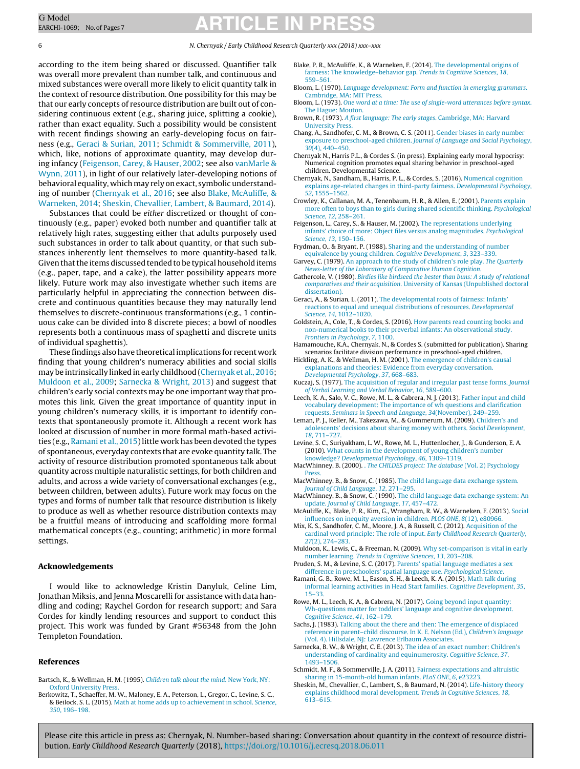according to the item being shared or discussed. Quantifier talk was overall more prevalent than number talk, and continuous and mixed substances were overall more likely to elicit quantity talk in the context of resource distribution. One possibility for this may be that our early concepts of resource distribution are built out of considering continuous extent (e.g., sharing juice, splitting a cookie), rather than exact equality. Such a possibility would be consistent with recent findings showing an early-developing focus on fairness (e.g., Geraci & Surian, 2011; Schmidt & Sommerville, 2011), which, like, notions of approximate quantity, may develop during infancy (Feigenson, Carey, & Hauser, 2002; see also vanMarle & Wynn, 2011), in light of our relatively later-developing notions of behavioral equality, which may rely on exact, symbolic understanding of number (Chernyak et al., 2016; see also Blake, McAuliffe, & Warneken, 2014; Sheskin, Chevallier, Lambert, & Baumard, 2014).

Substances that could be *either* discretized or thought of continuously (e.g., paper) evoked both number and quantifier talk at relatively high rates, suggesting either that adults purposely used such substances in order to talk about quantity, or that such substances inherently lent themselves to more quantity-based talk. Given that the items discussed tended to be typical household items (e.g., paper, tape, and a cake), the latter possibility appears more likely. Future work may also investigate whether such items are particularly helpful in appreciating the connection between discrete and continuous quantities because they may naturally lend themselves to discrete-continuous transformations (e.g., 1 continuous cake can be divided into 8 discrete pieces; a bowl of noodles represents both a continuous mass of spaghetti and discrete units of individual spaghettis).

These findings also have theoretical implications for recent work finding that young children's numeracy abilities and social skills may be intrinsically linked in early childhood (Chernyak et al., 2016; Muldoon et al., 2009; Sarnecka & Wright, 2013) and suggest that children's early social contexts may be one important way that promotes this link. Given the great importance of quantity input in young children's numeracy skills, it is important to identify contexts that spontaneously promote it. Although a recent work has looked at discussion of number in more formal math-based activities (e.g., Ramani et al., 2015) little work has been devoted the types of spontaneous, everyday contexts that are evoke quantity talk. The activity of resource distribution promoted spontaneous talk about quantity across multiple naturalistic settings, for both children and adults, and across a wide variety of conversational exchanges (e.g., between children, between adults). Future work may focus on the types and forms of number talk that resource distribution is likely to produce as well as whether resource distribution contexts may be a fruitful means of introducing and scaffolding more formal mathematical concepts (e.g., counting; arithmetic) in more formal settings.

## Acknowledgements

I would like to acknowledge Kristin Danyluk, Celine Lim, Jonathan Miksis, and Jenna Moscarelli for assistance with data handling and coding; Raychel Gordon for research support; and Sara Cordes for kindly lending resources and support to conduct this project. This work was funded by Grant #56348 from the John Templeton Foundation.

## References

Bartsch, K., & Wellman, H. M. (1995). *Children talk about the mind*. New York, NY: Oxford University Press.

Berkowitz, T., Schaeffer, M. W., Maloney, E. A., Peterson, L., Gregor, C., Levine, S. C., & Beilock, S. L. (2015). Math at home adds up to achievement in school. *Science*, *350*, 196–198.

Blake, P. R., McAuliffe, K., & Warneken, F. (2014). The developmental origins of fairness: The knowledge–behavior gap. *Trends in Cognitive Sciences*, *18*, 559–561.

Bloom, L. (1970). *Language development: Form and function in emerging grammars*. Cambridge, MA: MIT Press.

Bloom, L. (1973). *One word at a time: The use of single-word utterances before syntax*. The Hague: Mouton.

Brown, R. (1973). *A first language: The early stages*. Cambridge, MA: Harvard University Press.

Chang, A., Sandhofer, C. M., & Brown, C. S. (2011). Gender biases in early number exposure to preschool-aged children. *Journal of Language and Social Psychology*, *30*(4), 440–450.

Chernyak N., Harris P.L., & Cordes S. (in press). Explaining early moral hypocrisy: Numerical cognition promotes equal sharing behavior in preschool-aged children. Developmental Science.

Chernyak, N., Sandham, B., Harris, P. L., & Cordes, S. (2016). Numerical cognition explains age-related changes in third-party fairness. *Developmental Psychology*, *52*, 1555–1562.

Crowley, K., Callanan, M. A., Tenenbaum, H. R., & Allen, E. (2001). Parents explain more often to boys than to girls during shared scientific thinking. *Psychological Science*, *12*, 258–261.

Feigenson, L., Carey, S., & Hauser, M. (2002). The representations underlying infants' choice of more: Object files versus analog magnitudes. *Psychological Science*, *13*, 150–156.

Frydman, O., & Bryant, P. (1988). Sharing and the understanding of number equivalence by young children. *Cognitive Development*, *3*, 323–339.

Garvey, C. (1979). An approach to the study of children's role play. *The Quarterly News-letter of the Laboratory of Comparative Human Cognition*.

Gathercole, V. (1980). *Birdies like birdseed the bester than buns: A study of relational comparatives and their acquisition*. University of Kansas (Unpublished doctoral dissertation).

Geraci, A., & Surian, L. (2011). The developmental roots of fairness: Infants' reactions to equal and unequal distributions of resources. *Developmental Science*, *14*, 1012–1020.

Goldstein, A., Cole, T., & Cordes, S. (2016). How parents read counting books and non-numerical books to their preverbal infants: An observational study. *Frontiers in Psychology*, *7*, 1100.

Hamamouche, K.A., Chernyak, N., & Cordes S. (submitted for publication). Sharing scenarios facilitate division performance in preschool-aged children.

Hickling, A. K., & Wellman, H. M. (2001). The emergence of children's causal explanations and theories: Evidence from everyday conversation. *Developmental Psychology*, *37*, 668–683.

Kuczaj, S. (1977). The acquisition of regular and irregular past tense forms. *Journal of Verbal Learning and Verbal Behavior*, *16*, 589–600.

Leech, K. A., Salo, V. C., Rowe, M. L., & Cabrera, N. J. (2013). Father input and child vocabulary development: The importance of wh questions and clarification requests. *Seminars in Speech and Language*, *34*(November), 249–259.

Leman, P. J., Keller, M., Takezawa, M., & Gummerum, M. (2009). Children's and adolescents' decisions about sharing money with others. *Social Development*, *18*, 711–727.

Levine, S. C., Suriyakham, L. W., Rowe, M. L., Huttenlocher, J., & Gunderson, E. A. (2010). What counts in the development of young children's number knowledge? *Developmental Psychology*, *46*, 1309–1319.

MacWhinney, B. (2000). . *The CHILDES project: The database* (Vol. 2) Psychology Press.

MacWhinney, B., & Snow, C. (1985). The child language data exchange system. *Journal of Child Language*, *12*, 271–295.

MacWhinney, B., & Snow, C. (1990). The child language data exchange system: An update. *Journal of Child Language*, *17*, 457–472.

McAuliffe, K., Blake, P. R., Kim, G., Wrangham, R. W., & Warneken, F. (2013). Social influences on inequity aversion in children. *PLOS ONE*, *8*(12), e80966.

Mix, K. S., Sandhofer, C. M., Moore, J. A., & Russell, C. (2012). Acquisition of the cardinal word principle: The role of input. *Early Childhood Research Quarterly*, *27*(2), 274–283.

Muldoon, K., Lewis, C., & Freeman, N. (2009). Why set-comparison is vital in early number learning. *Trends in Cognitive Sciences*, *13*, 203–208.

Pruden, S. M., & Levine, S. C. (2017). Parents' spatial language mediates a sex difference in preschoolers' spatial language use. *Psychological Science*.

Ramani, G. B., Rowe, M. L., Eason, S. H., & Leech, K. A. (2015). Math talk during informal learning activities in Head Start families. *Cognitive Development*, *35*, 15–33.

Rowe, M. L., Leech, K. A., & Cabrera, N. (2017). Going beyond input quantity: Wh-questions matter for toddlers' language and cognitive development. *Cognitive Science*, *41*, 162–179.

Sachs, J. (1983). Talking about the there and then: The emergence of displaced reference in parent–child discourse. In K. E. Nelson (Ed.), *Children's language* (Vol. 4). Hillsdale, NJ: Lawrence Erlbaum Associates.

Sarnecka, B. W., & Wright, C. E. (2013). The idea of an exact number: Children's understanding of cardinality and equinumerosity. *Cognitive Science*, *37*, 1493–1506.

Schmidt, M. F., & Sommerville, J. A. (2011). Fairness expectations and altruistic sharing in 15-month-old human infants. *PLoS ONE*, *6*, e23223.

Sheskin, M., Chevallier, C., Lambert, S., & Baumard, N. (2014). Life-history theory explains childhood moral development. *Trends in Cognitive Sciences*, *18*, 613–615.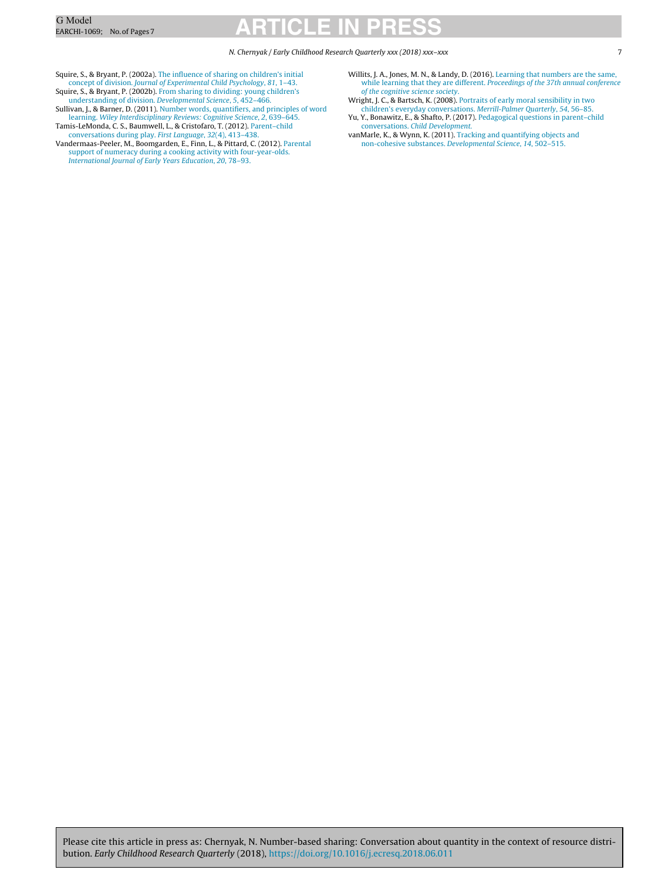Squire, S., & Bryant, P. (2002a). The influence of sharing on children's initial concept of division. *Journal of Experimental Child Psychology*, *81*, 1–43.

Squire, S., & Bryant, P. (2002b). From sharing to dividing: young children's understanding of division. *Developmental Science*, *5*, 452–466.

Sullivan, J., & Barner, D. (2011). Number words, quantifiers, and principles of word learning. *Wiley Interdisciplinary Reviews: Cognitive Science*, *2*, 639–645.

Tamis-LeMonda, C. S., Baumwell, L., & Cristofaro, T. (2012). Parent–child conversations during play. *First Language*, *32*(4), 413–438.

Vandermaas-Peeler, M., Boomgarden, E., Finn, L., & Pittard, C. (2012). Parental support of numeracy during a cooking activity with four-year-olds. *International Journal of Early Years Education*, *20*, 78–93.

Willits, J. A., Jones, M. N., & Landy, D. (2016). Learning that numbers are the same, while learning that they are different. *Proceedings of the 37th annual conference of the cognitive science society*.

Wright, J. C., & Bartsch, K. (2008). Portraits of early moral sensibility in two children's everyday conversations. *Merrill-Palmer Quarterly*, *54*, 56–85.

Yu, Y., Bonawitz, E., & Shafto, P. (2017). Pedagogical questions in parent–child conversations. *Child Development.*

vanMarle, K., & Wynn, K. (2011). Tracking and quantifying objects and non-cohesive substances. *Developmental Science*, *14*, 502–515.

Please cite this article in press as: Chernyak, N. Number-based sharing: Conversation about quantity in the context of resource distribution. *Early Childhood Research Quarterly* (2018), https://doi.org/10.1016/j.ecresq.2018.06.011